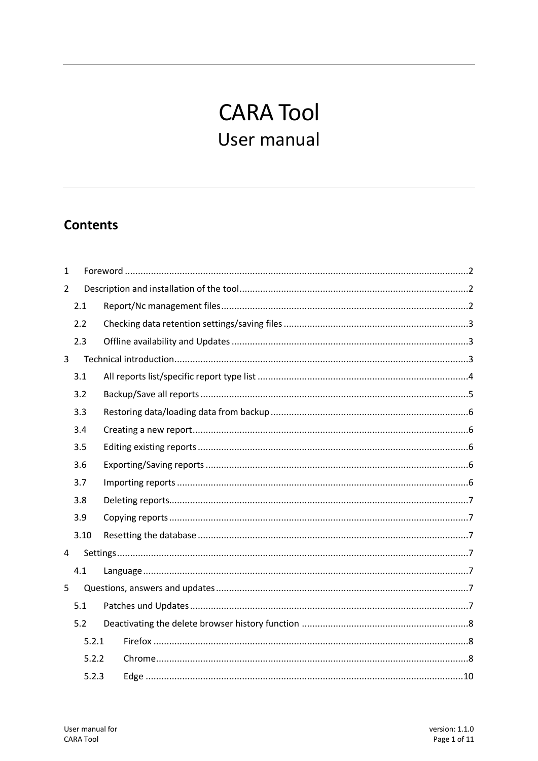# CARA Tool

User manual

## Contents

1 Foreword ..... 2

2 Description and installation of the tool ..... 2

- 2.1 Report/Nc management files ..... 2
- 2.2 Checking data retention settings/saving files ..... 3
- 2.3 Offline availability and Updates ..... 3

3 Technical introduction ..... 3

- 3.1 All reports list/specific report type list ..... 4
- 3.2 Backup/Save all reports ..... 5
- 3.3 Restoring data/loading data from backup ..... 6
- 3.4 Creating a new report ..... 6
- 3.5 Editing existing reports ..... 6
- 3.6 Exporting/Saving reports ..... 6
- 3.7 Importing reports ..... 6
- 3.8 Deleting reports ..... 7
- 3.9 Copying reports ..... 7
- 3.10 Resetting the database ..... 7

4 Settings ..... 7

- 4.1 Language ..... 7

5 Questions, answers and updates ..... 7

- 5.1 Patches und Updates ..... 7
- 5.2 Deactivating the delete browser history function ..... 8
  - 5.2.1 Firefox ..... 8
  - 5.2.2 Chrome ..... 8
  - 5.2.3 Edge ..... 10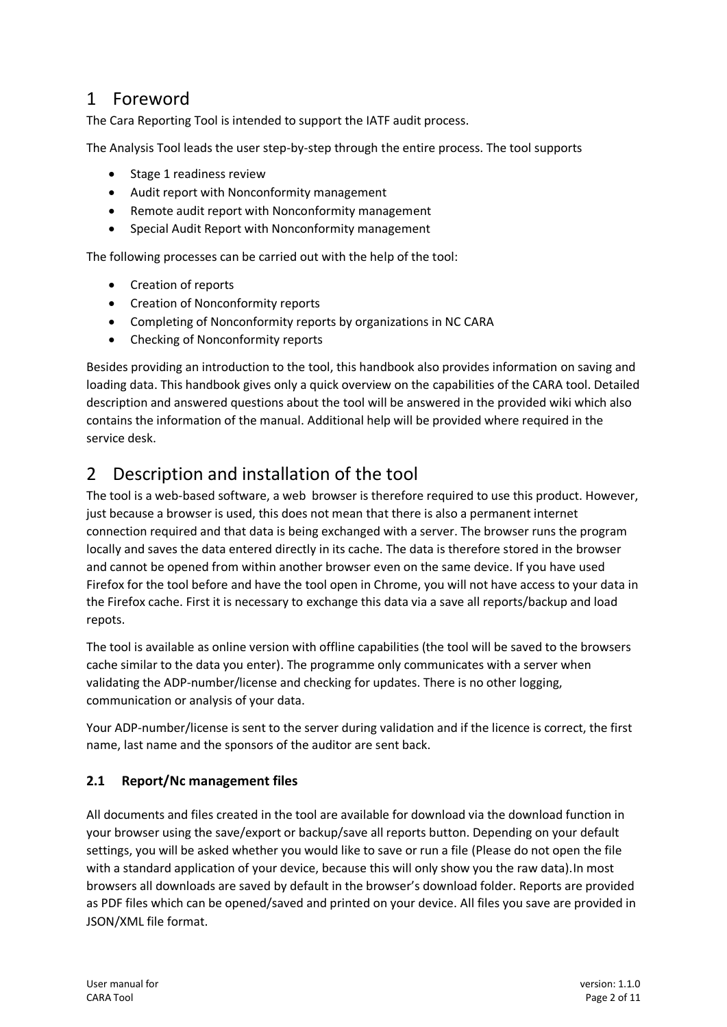# 1 Foreword

The Cara Reporting Tool is intended to support the IATF audit process.

The Analysis Tool leads the user step-by-step through the entire process. The tool supports

- Stage 1 readiness review
- Audit report with Nonconformity management
- Remote audit report with Nonconformity management
- Special Audit Report with Nonconformity management

The following processes can be carried out with the help of the tool:

- Creation of reports
- Creation of Nonconformity reports
- Completing of Nonconformity reports by organizations in NC CARA
- Checking of Nonconformity reports

Besides providing an introduction to the tool, this handbook also provides information on saving and loading data. This handbook gives only a quick overview on the capabilities of the CARA tool. Detailed description and answered questions about the tool will be answered in the provided wiki which also contains the information of the manual. Additional help will be provided where required in the service desk.

# 2 Description and installation of the tool

The tool is a web-based software, a web browser is therefore required to use this product. However, just because a browser is used, this does not mean that there is also a permanent internet connection required and that data is being exchanged with a server. The browser runs the program locally and saves the data entered directly in its cache. The data is therefore stored in the browser and cannot be opened from within another browser even on the same device. If you have used Firefox for the tool before and have the tool open in Chrome, you will not have access to your data in the Firefox cache. First it is necessary to exchange this data via a save all reports/backup and load repots.

The tool is available as online version with offline capabilities (the tool will be saved to the browsers cache similar to the data you enter). The programme only communicates with a server when validating the ADP-number/license and checking for updates. There is no other logging, communication or analysis of your data.

Your ADP-number/license is sent to the server during validation and if the licence is correct, the first name, last name and the sponsors of the auditor are sent back.

## 2.1 Report/Nc management files

All documents and files created in the tool are available for download via the download function in your browser using the save/export or backup/save all reports button. Depending on your default settings, you will be asked whether you would like to save or run a file (Please do not open the file with a standard application of your device, because this will only show you the raw data).In most browsers all downloads are saved by default in the browser's download folder. Reports are provided as PDF files which can be opened/saved and printed on your device. All files you save are provided in JSON/XML file format.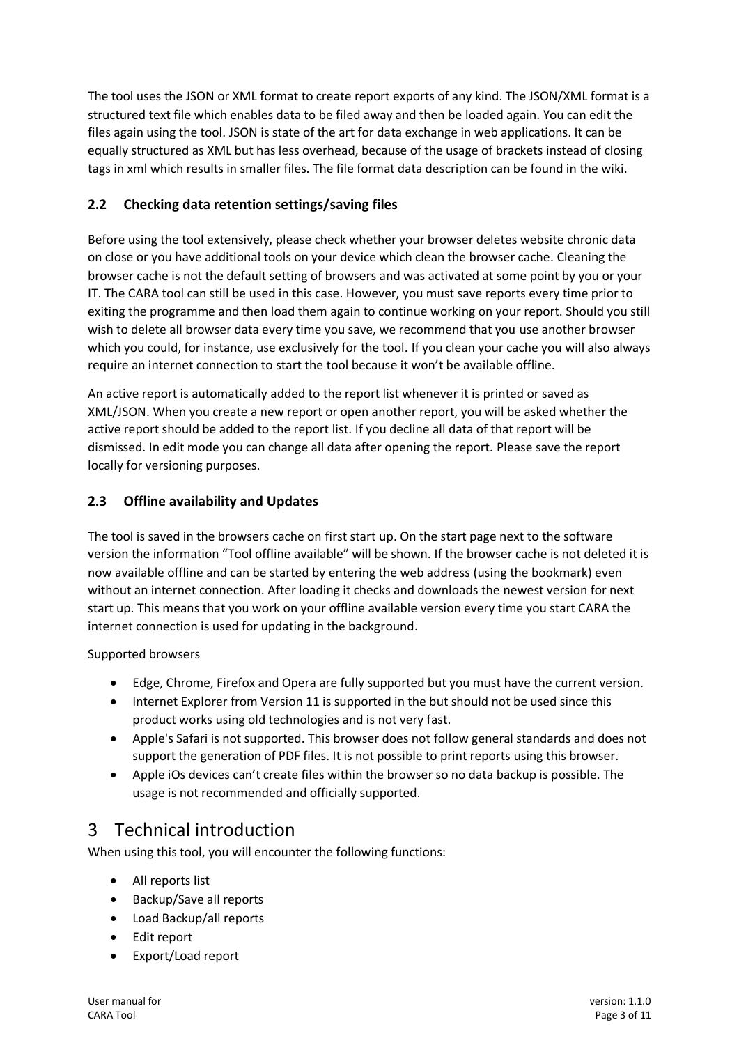The tool uses the JSON or XML format to create report exports of any kind. The JSON/XML format is a structured text file which enables data to be filed away and then be loaded again. You can edit the files again using the tool. JSON is state of the art for data exchange in web applications. It can be equally structured as XML but has less overhead, because of the usage of brackets instead of closing tags in xml which results in smaller files. The file format data description can be found in the wiki.

### 2.2 Checking data retention settings/saving files

Before using the tool extensively, please check whether your browser deletes website chronic data on close or you have additional tools on your device which clean the browser cache. Cleaning the browser cache is not the default setting of browsers and was activated at some point by you or your IT. The CARA tool can still be used in this case. However, you must save reports every time prior to exiting the programme and then load them again to continue working on your report. Should you still wish to delete all browser data every time you save, we recommend that you use another browser which you could, for instance, use exclusively for the tool. If you clean your cache you will also always require an internet connection to start the tool because it won't be available offline.

An active report is automatically added to the report list whenever it is printed or saved as XML/JSON. When you create a new report or open another report, you will be asked whether the active report should be added to the report list. If you decline all data of that report will be dismissed. In edit mode you can change all data after opening the report. Please save the report locally for versioning purposes.

### 2.3 Offline availability and Updates

The tool is saved in the browsers cache on first start up. On the start page next to the software version the information "Tool offline available" will be shown. If the browser cache is not deleted it is now available offline and can be started by entering the web address (using the bookmark) even without an internet connection. After loading it checks and downloads the newest version for next start up. This means that you work on your offline available version every time you start CARA the internet connection is used for updating in the background.

Supported browsers

- Edge, Chrome, Firefox and Opera are fully supported but you must have the current version.
- Internet Explorer from Version 11 is supported in the but should not be used since this product works using old technologies and is not very fast.
- Apple's Safari is not supported. This browser does not follow general standards and does not support the generation of PDF files. It is not possible to print reports using this browser.
- Apple iOs devices can't create files within the browser so no data backup is possible. The usage is not recommended and officially supported.

# 3 Technical introduction

When using this tool, you will encounter the following functions:

- All reports list
- Backup/Save all reports
- Load Backup/all reports
- Edit report
- Export/Load report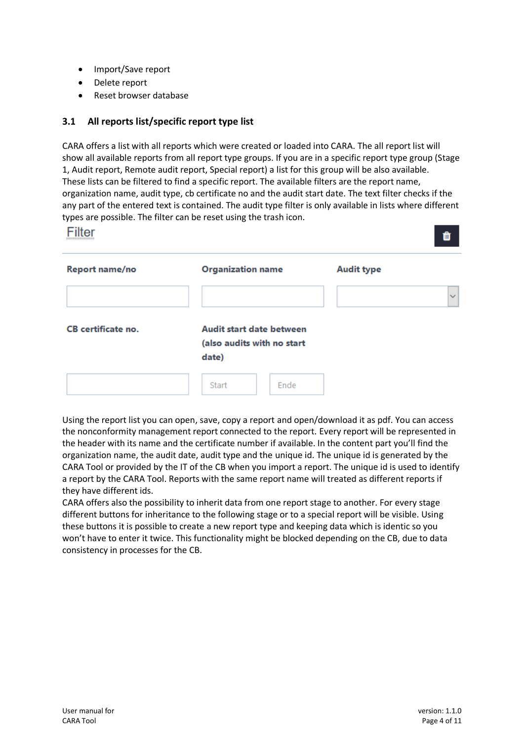- Import/Save report
- Delete report
- Reset browser database

### 3.1 All reports list/specific report type list

CARA offers a list with all reports which were created or loaded into CARA. The all report list will show all available reports from all report type groups. If you are in a specific report type group (Stage 1, Audit report, Remote audit report, Special report) a list for this group will be also available. These lists can be filtered to find a specific report. The available filters are the report name, organization name, audit type, cb certificate no and the audit start date. The text filter checks if the any part of the entered text is contained. The audit type filter is only available in lists where different types are possible. The filter can be reset using the trash icon.

Filter

| Report name/no | Organization name | Audit type |
| --- | --- | --- |
| | | |
| **CB certificate no.** | **Audit start date between (also audits with no start date)** | |
| | Start / Ende | |

Using the report list you can open, save, copy a report and open/download it as pdf. You can access the nonconformity management report connected to the report. Every report will be represented in the header with its name and the certificate number if available. In the content part you'll find the organization name, the audit date, audit type and the unique id. The unique id is generated by the CARA Tool or provided by the IT of the CB when you import a report. The unique id is used to identify a report by the CARA Tool. Reports with the same report name will treated as different reports if they have different ids.
CARA offers also the possibility to inherit data from one report stage to another. For every stage different buttons for inheritance to the following stage or to a special report will be visible. Using these buttons it is possible to create a new report type and keeping data which is identic so you won't have to enter it twice. This functionality might be blocked depending on the CB, due to data consistency in processes for the CB.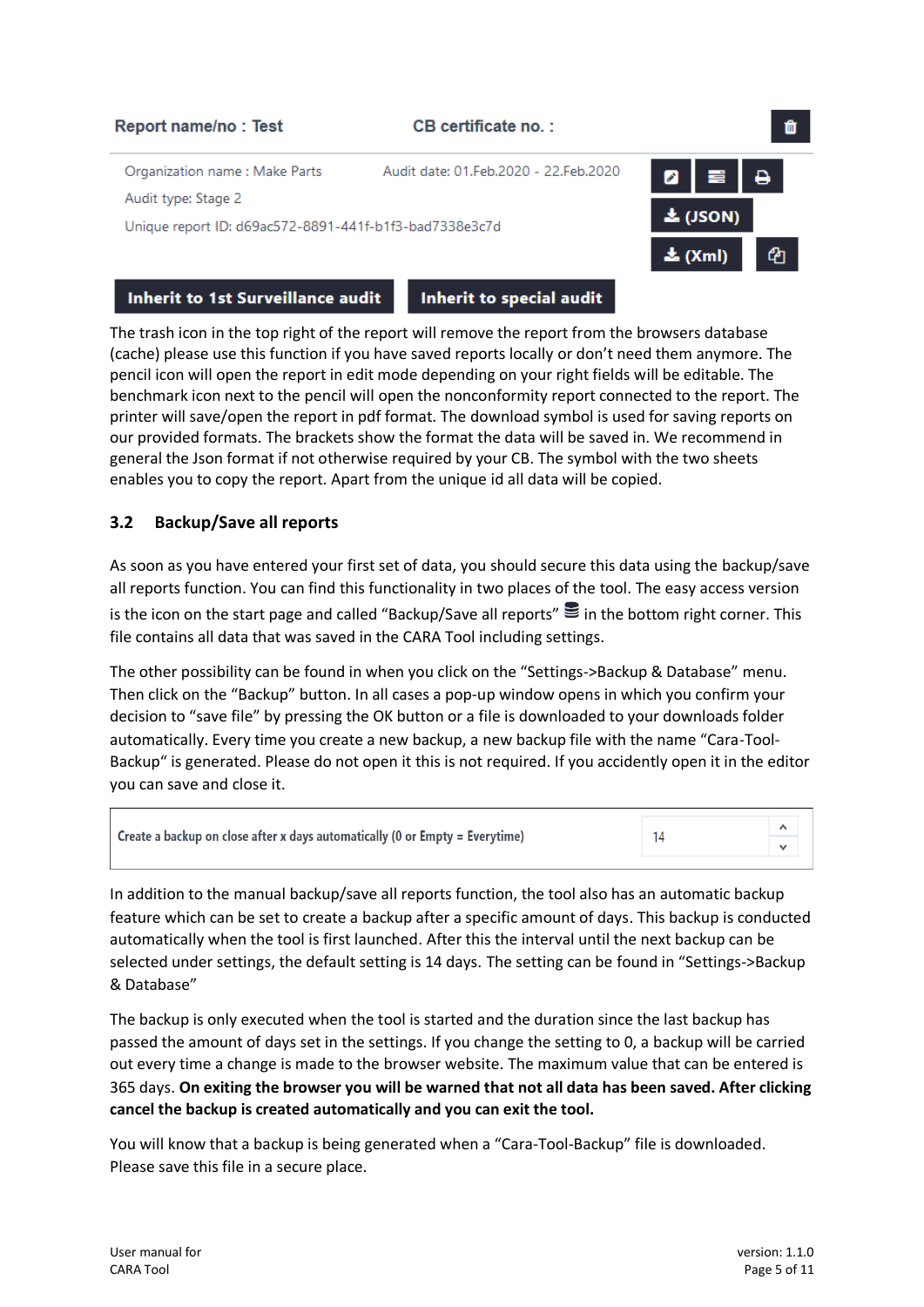Report name/no : Test

CB certificate no. :

Organization name : Make Parts

Audit date: 01.Feb.2020 - 22.Feb.2020

Audit type: Stage 2

Unique report ID: d69ac572-8891-441f-b1f3-bad7338e3c7d

(JSON) (Xml)

Inherit to 1st Surveillance audit | Inherit to special audit

The trash icon in the top right of the report will remove the report from the browsers database (cache) please use this function if you have saved reports locally or don't need them anymore. The pencil icon will open the report in edit mode depending on your right fields will be editable. The benchmark icon next to the pencil will open the nonconformity report connected to the report. The printer will save/open the report in pdf format. The download symbol is used for saving reports on our provided formats. The brackets show the format the data will be saved in. We recommend in general the Json format if not otherwise required by your CB. The symbol with the two sheets enables you to copy the report. Apart from the unique id all data will be copied.

## 3.2 Backup/Save all reports

As soon as you have entered your first set of data, you should secure this data using the backup/save all reports function. You can find this functionality in two places of the tool. The easy access version is the icon on the start page and called "Backup/Save all reports" in the bottom right corner. This file contains all data that was saved in the CARA Tool including settings.

The other possibility can be found in when you click on the "Settings->Backup & Database" menu. Then click on the "Backup" button. In all cases a pop-up window opens in which you confirm your decision to "save file" by pressing the OK button or a file is downloaded to your downloads folder automatically. Every time you create a new backup, a new backup file with the name "Cara-Tool-Backup" is generated. Please do not open it this is not required. If you accidently open it in the editor you can save and close it.

| Create a backup on close after x days automatically (0 or Empty = Everytime) | 14 |
|---|---|

In addition to the manual backup/save all reports function, the tool also has an automatic backup feature which can be set to create a backup after a specific amount of days. This backup is conducted automatically when the tool is first launched. After this the interval until the next backup can be selected under settings, the default setting is 14 days. The setting can be found in "Settings->Backup & Database"

The backup is only executed when the tool is started and the duration since the last backup has passed the amount of days set in the settings. If you change the setting to 0, a backup will be carried out every time a change is made to the browser website. The maximum value that can be entered is 365 days. **On exiting the browser you will be warned that not all data has been saved. After clicking cancel the backup is created automatically and you can exit the tool.**

You will know that a backup is being generated when a "Cara-Tool-Backup" file is downloaded. Please save this file in a secure place.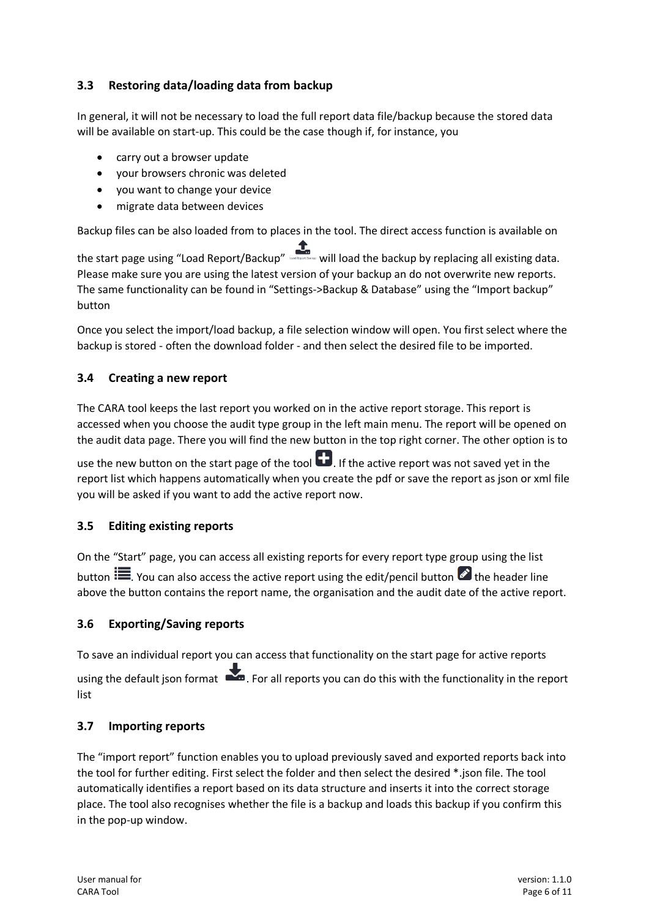### 3.3 Restoring data/loading data from backup

In general, it will not be necessary to load the full report data file/backup because the stored data will be available on start-up. This could be the case though if, for instance, you

- carry out a browser update
- your browsers chronic was deleted
- you want to change your device
- migrate data between devices

Backup files can be also loaded from to places in the tool. The direct access function is available on the start page using “Load Report/Backup” will load the backup by replacing all existing data. Please make sure you are using the latest version of your backup an do not overwrite new reports. The same functionality can be found in “Settings->Backup & Database” using the “Import backup” button

Once you select the import/load backup, a file selection window will open. You first select where the backup is stored - often the download folder - and then select the desired file to be imported.

### 3.4 Creating a new report

The CARA tool keeps the last report you worked on in the active report storage. This report is accessed when you choose the audit type group in the left main menu. The report will be opened on the audit data page. There you will find the new button in the top right corner. The other option is to use the new button on the start page of the tool. If the active report was not saved yet in the report list which happens automatically when you create the pdf or save the report as json or xml file you will be asked if you want to add the active report now.

### 3.5 Editing existing reports

On the “Start” page, you can access all existing reports for every report type group using the list button. You can also access the active report using the edit/pencil button the header line above the button contains the report name, the organisation and the audit date of the active report.

### 3.6 Exporting/Saving reports

To save an individual report you can access that functionality on the start page for active reports using the default json format. For all reports you can do this with the functionality in the report list

### 3.7 Importing reports

The “import report” function enables you to upload previously saved and exported reports back into the tool for further editing. First select the folder and then select the desired *.json file. The tool automatically identifies a report based on its data structure and inserts it into the correct storage place. The tool also recognises whether the file is a backup and loads this backup if you confirm this in the pop-up window.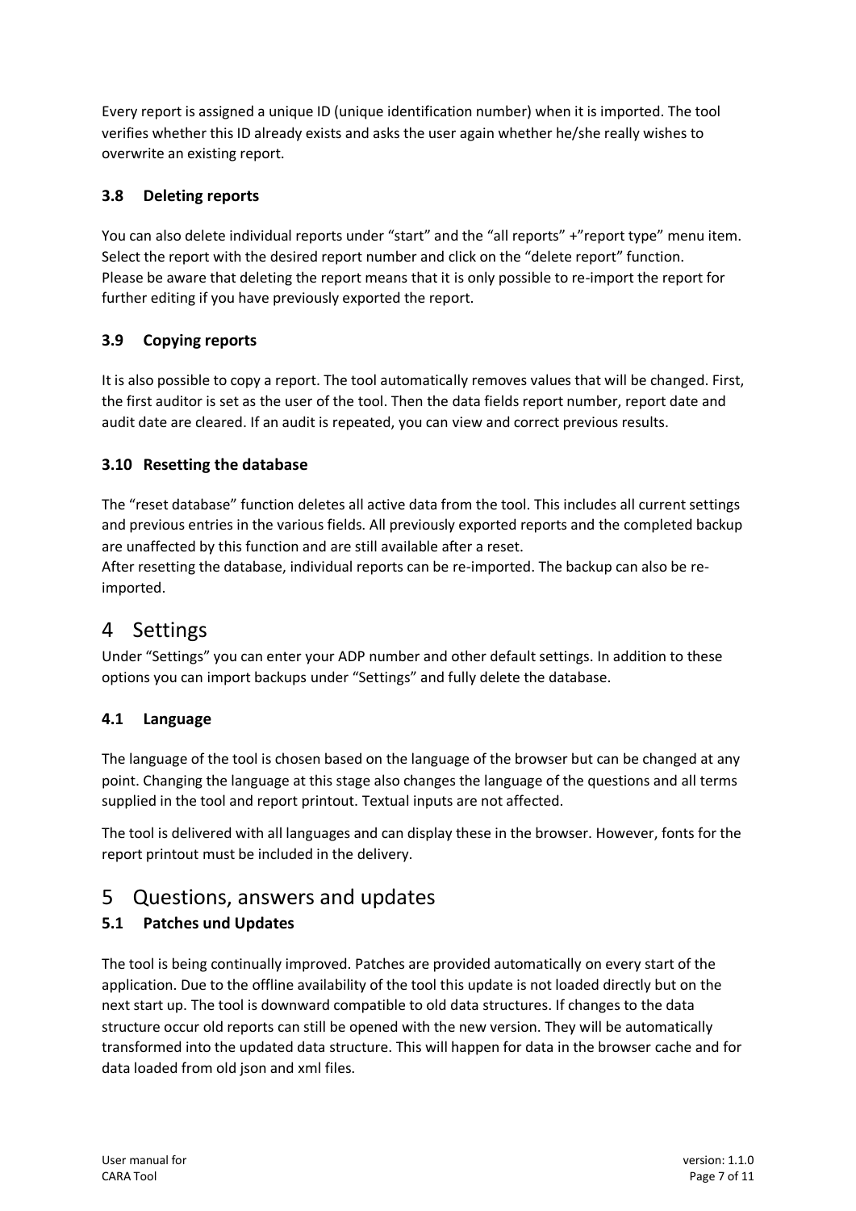Every report is assigned a unique ID (unique identification number) when it is imported. The tool verifies whether this ID already exists and asks the user again whether he/she really wishes to overwrite an existing report.

### 3.8 Deleting reports

You can also delete individual reports under “start” and the “all reports” +”report type” menu item. Select the report with the desired report number and click on the “delete report” function.
Please be aware that deleting the report means that it is only possible to re-import the report for further editing if you have previously exported the report.

### 3.9 Copying reports

It is also possible to copy a report. The tool automatically removes values that will be changed. First, the first auditor is set as the user of the tool. Then the data fields report number, report date and audit date are cleared. If an audit is repeated, you can view and correct previous results.

### 3.10 Resetting the database

The “reset database” function deletes all active data from the tool. This includes all current settings and previous entries in the various fields. All previously exported reports and the completed backup are unaffected by this function and are still available after a reset.
After resetting the database, individual reports can be re-imported. The backup can also be re-imported.

## 4 Settings

Under “Settings” you can enter your ADP number and other default settings. In addition to these options you can import backups under “Settings” and fully delete the database.

### 4.1 Language

The language of the tool is chosen based on the language of the browser but can be changed at any point. Changing the language at this stage also changes the language of the questions and all terms supplied in the tool and report printout. Textual inputs are not affected.

The tool is delivered with all languages and can display these in the browser. However, fonts for the report printout must be included in the delivery.

## 5 Questions, answers and updates

### 5.1 Patches und Updates

The tool is being continually improved. Patches are provided automatically on every start of the application. Due to the offline availability of the tool this update is not loaded directly but on the next start up. The tool is downward compatible to old data structures. If changes to the data structure occur old reports can still be opened with the new version. They will be automatically transformed into the updated data structure. This will happen for data in the browser cache and for data loaded from old json and xml files.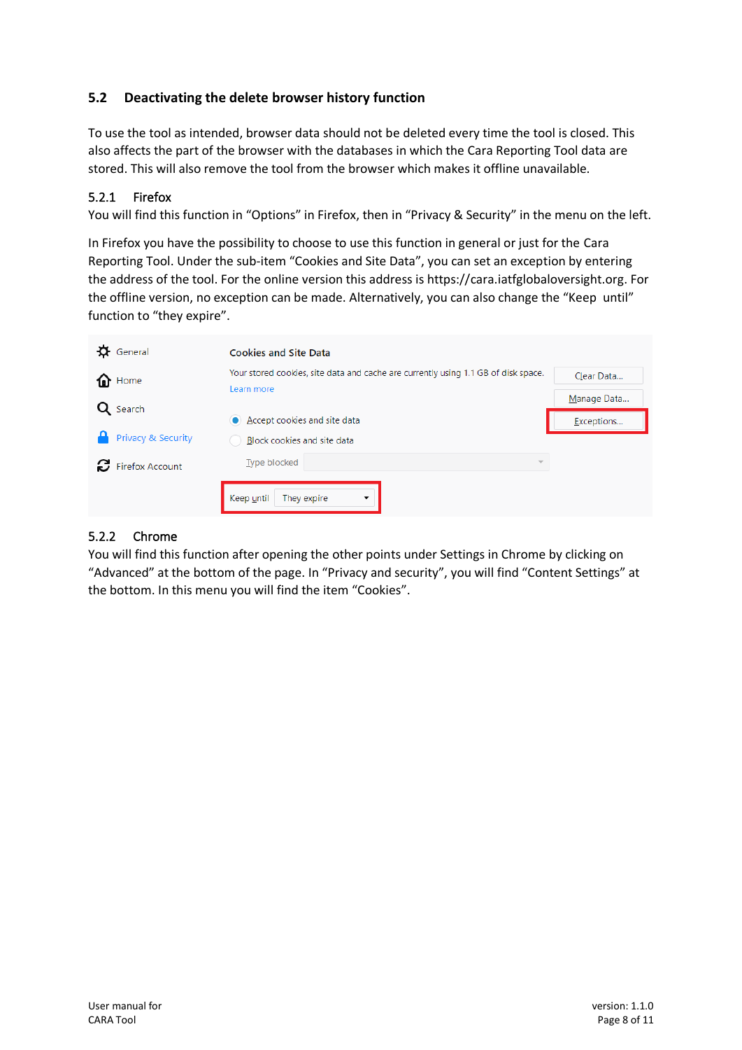## 5.2 Deactivating the delete browser history function

To use the tool as intended, browser data should not be deleted every time the tool is closed. This also affects the part of the browser with the databases in which the Cara Reporting Tool data are stored. This will also remove the tool from the browser which makes it offline unavailable.

### 5.2.1 Firefox

You will find this function in "Options" in Firefox, then in "Privacy & Security" in the menu on the left.

In Firefox you have the possibility to choose to use this function in general or just for the Cara Reporting Tool. Under the sub-item "Cookies and Site Data", you can set an exception by entering the address of the tool. For the online version this address is https://cara.iatfglobaloversight.org. For the offline version, no exception can be made. Alternatively, you can also change the "Keep until" function to "they expire".

### 5.2.2 Chrome

You will find this function after opening the other points under Settings in Chrome by clicking on "Advanced" at the bottom of the page. In "Privacy and security", you will find "Content Settings" at the bottom. In this menu you will find the item "Cookies".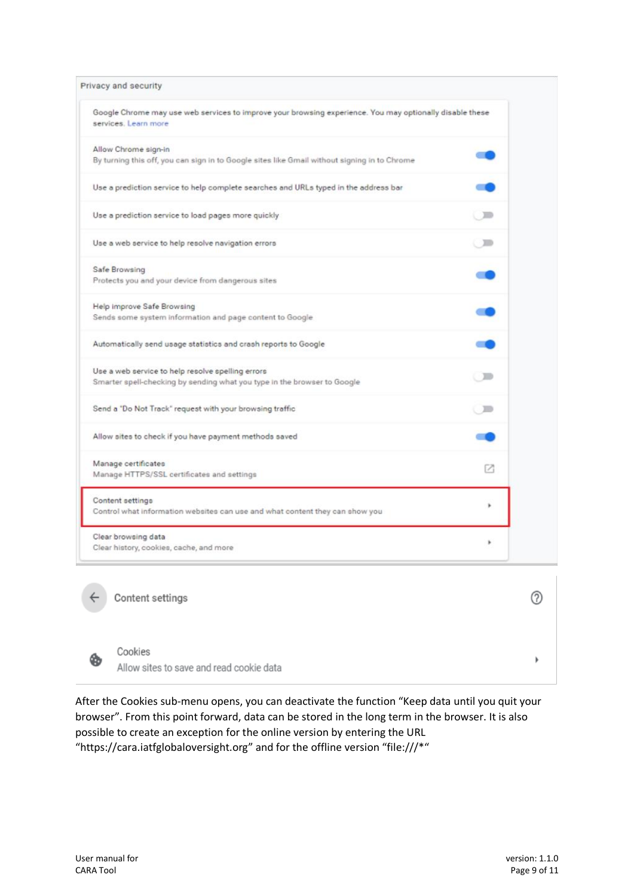Privacy and security

Google Chrome may use web services to improve your browsing experience. You may optionally disable these services. Learn more

- Allow Chrome sign-in
  By turning this off, you can sign in to Google sites like Gmail without signing in to Chrome
- Use a prediction service to help complete searches and URLs typed in the address bar
- Use a prediction service to load pages more quickly
- Use a web service to help resolve navigation errors
- Safe Browsing
  Protects you and your device from dangerous sites
- Help improve Safe Browsing
  Sends some system information and page content to Google
- Automatically send usage statistics and crash reports to Google
- Use a web service to help resolve spelling errors
  Smarter spell-checking by sending what you type in the browser to Google
- Send a "Do Not Track" request with your browsing traffic
- Allow sites to check if you have payment methods saved
- Manage certificates
  Manage HTTPS/SSL certificates and settings
- Content settings
  Control what information websites can use and what content they can show you
- Clear browsing data
  Clear history, cookies, cache, and more

Content settings

- Cookies
  Allow sites to save and read cookie data

After the Cookies sub-menu opens, you can deactivate the function “Keep data until you quit your browser”. From this point forward, data can be stored in the long term in the browser. It is also possible to create an exception for the online version by entering the URL “https://cara.iatfglobaloversight.org” and for the offline version “file:///*“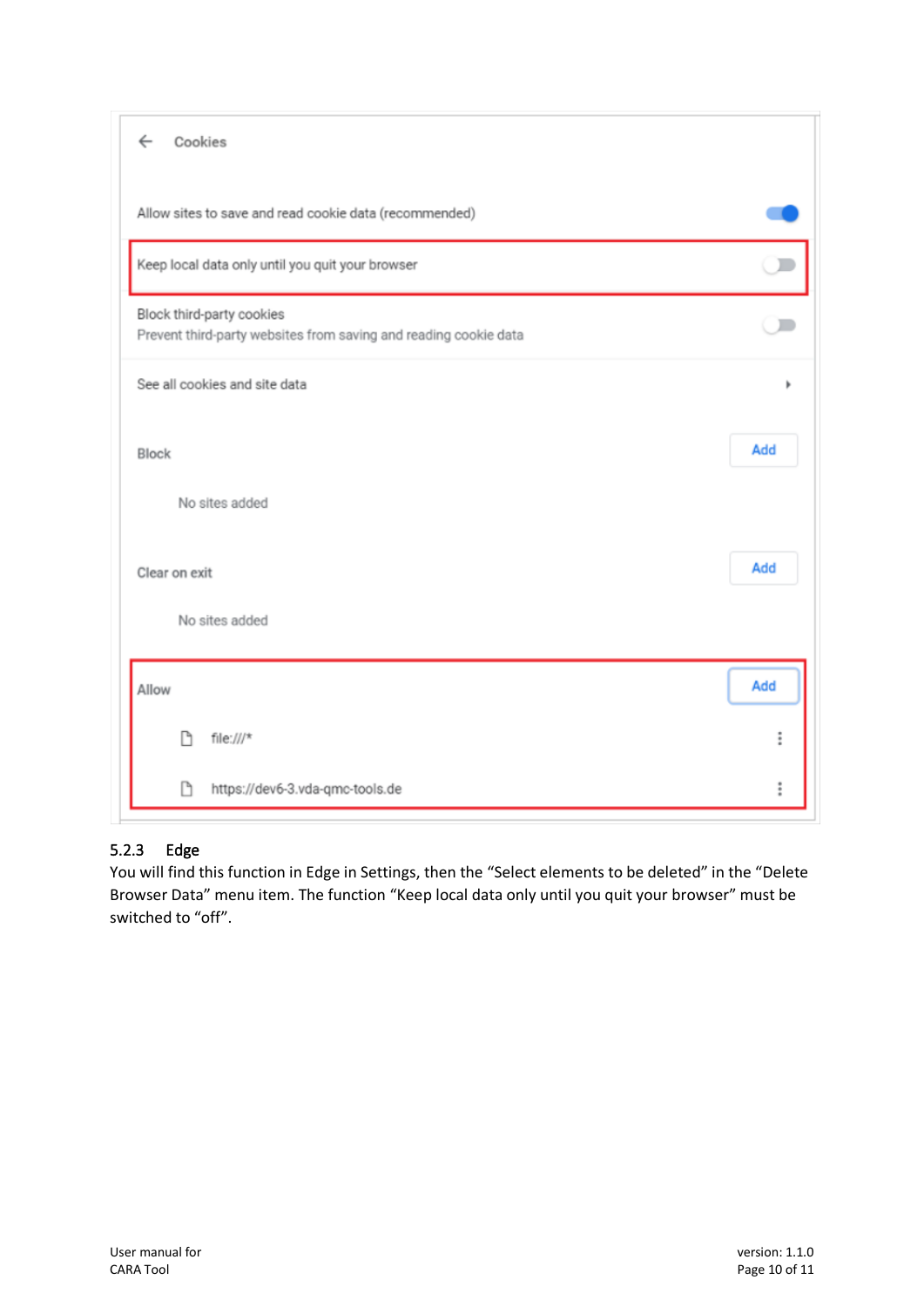### 5.2.3 Edge

You will find this function in Edge in Settings, then the “Select elements to be deleted” in the “Delete Browser Data” menu item. The function “Keep local data only until you quit your browser” must be switched to “off”.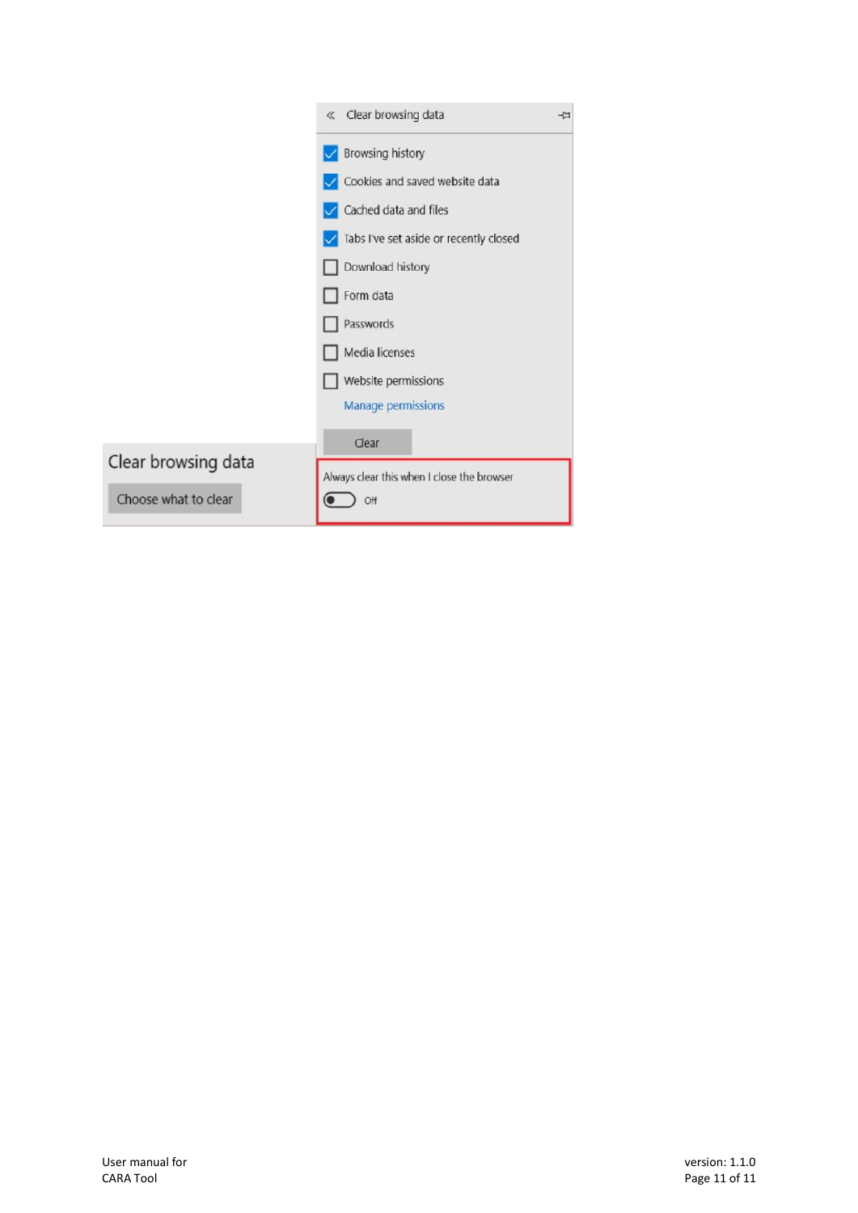Clear browsing data

Browsing history

Cookies and saved website data

Cached data and files

Tabs I've set aside or recently closed

Download history

Form data

Passwords

Media licenses

Website permissions

Manage permissions

Clear

Always clear this when I close the browser

Off

Clear browsing data

Choose what to clear